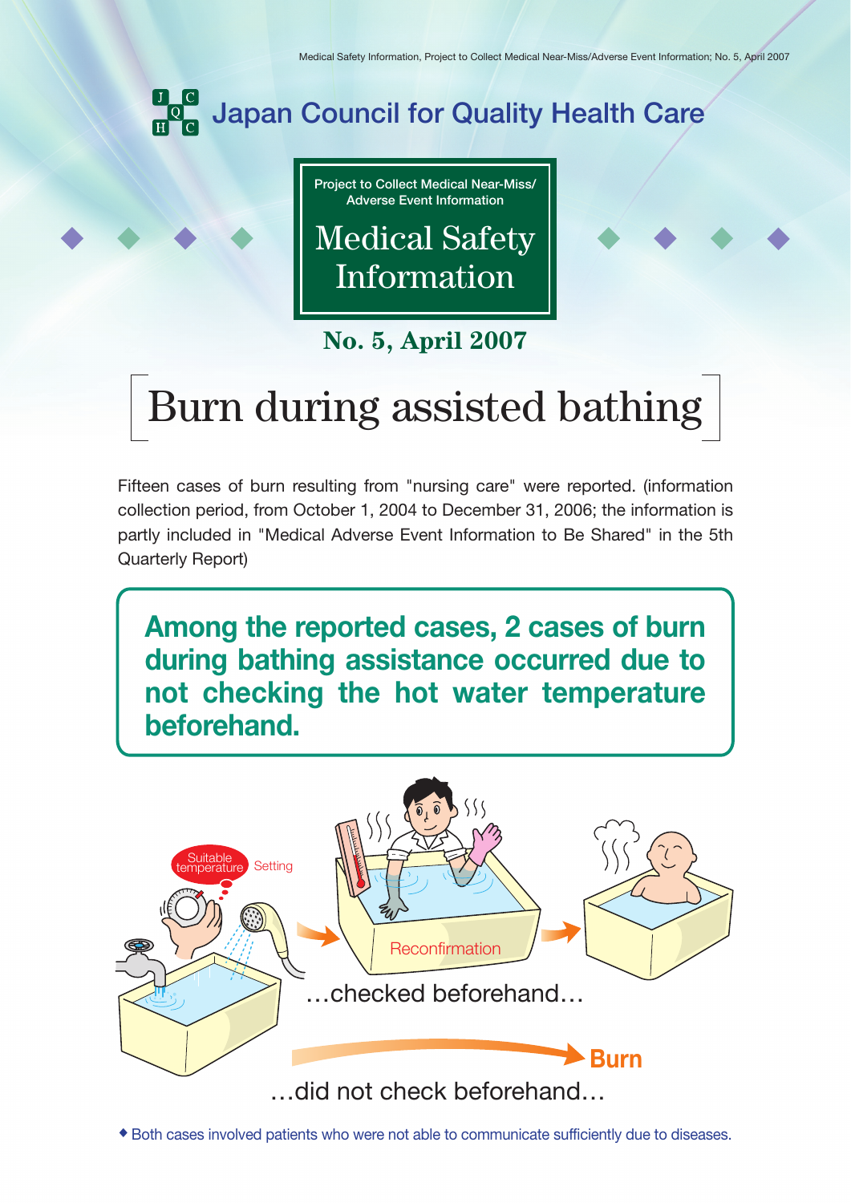# Japan Council for Quality Health Care

Project to Collect Medical Near-Miss/ Adverse Event Information

## Medical Safety Information

**No. 5, April 2007**

# Burn during assisted bathing

Fifteen cases of burn resulting from "nursing care" were reported. (information collection period, from October 1, 2004 to December 31, 2006; the information is partly included in "Medical Adverse Event Information to Be Shared" in the 5th Quarterly Report)

**Among the reported cases, 2 cases of burn during bathing assistance occurred due to not checking the hot water temperature beforehand.**

Suitable temperature Setting

Reconfirmation

…checked beforehand…

Burn

…did not check beforehand…

◆ Both cases involved patients who were not able to communicate sufficiently due to diseases.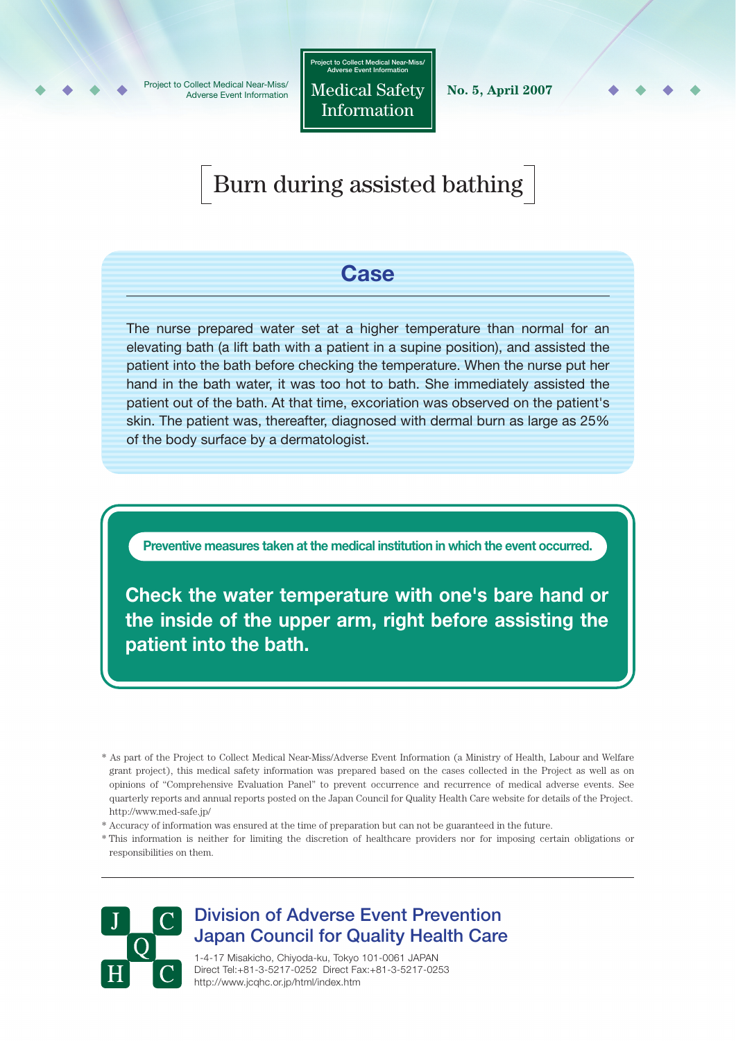Project to Collect Medical Near-Miss/ Adverse Event Information

**Medical Safety Information**

**No. 5, April 2007**

# Burn during assisted bathing

## Case

The nurse prepared water set at a higher temperature than normal for an elevating bath (a lift bath with a patient in a supine position), and assisted the patient into the bath before checking the temperature. When the nurse put her hand in the bath water, it was too hot to bath. She immediately assisted the patient out of the bath. At that time, excoriation was observed on the patient's skin. The patient was, thereafter, diagnosed with dermal burn as large as 25% of the body surface by a dermatologist.

**Preventive measures taken at the medical institution in which the event occurred.**

**Check the water temperature with one's bare hand or the inside of the upper arm, right before assisting the patient into the bath.**

\* As part of the Project to Collect Medical Near-Miss/Adverse Event Information (a Ministry of Health, Labour and Welfare grant project), this medical safety information was prepared based on the cases collected in the Project as well as on opinions of "Comprehensive Evaluation Panel" to prevent occurrence and recurrence of medical adverse events. See quarterly reports and annual reports posted on the Japan Council for Quality Health Care website for details of the Project. http://www.med-safe.jp/

\* Accuracy of information was ensured at the time of preparation but can not be guaranteed in the future.

\* This information is neither for limiting the discretion of healthcare providers nor for imposing certain obligations or responsibilities on them.

---

JQ HC C

**Division of Adverse Event Prevention**
**Japan Council for Quality Health Care**

1-4-17 Misakicho, Chiyoda-ku, Tokyo 101-0061 JAPAN
Direct Tel:+81-3-5217-0252 Direct Fax:+81-3-5217-0253
http://www.jcqhc.or.jp/html/index.htm